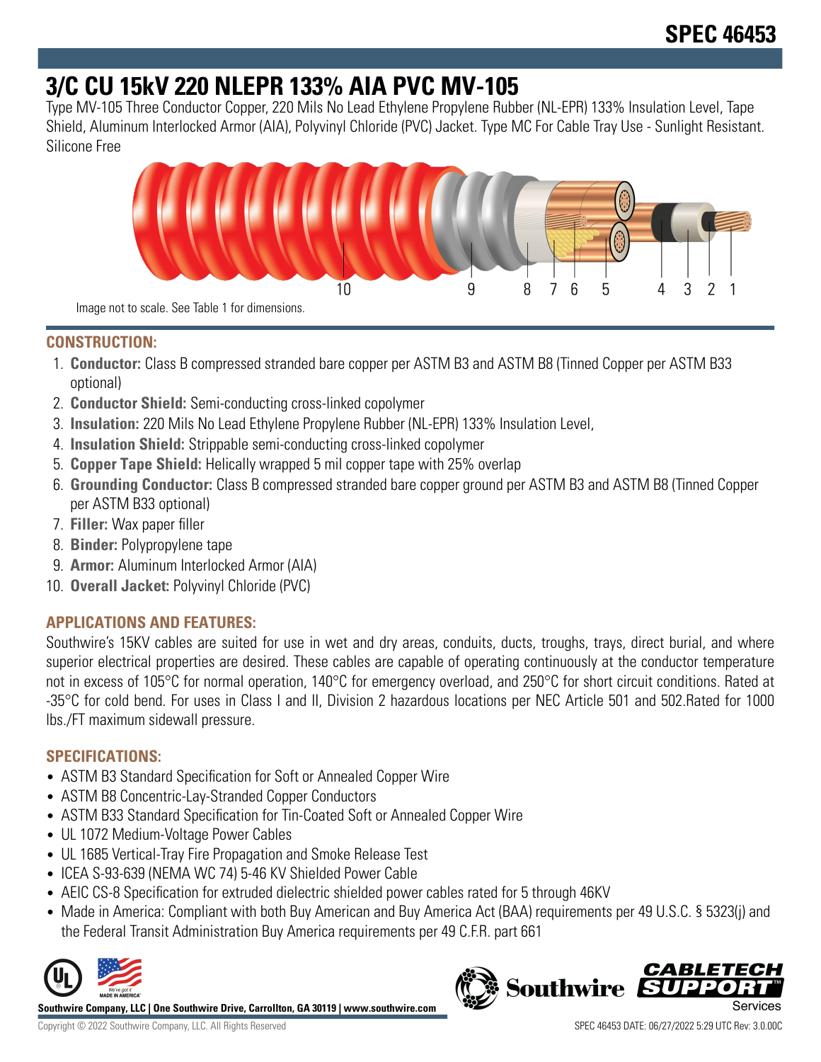# SPEC 46453

# 3/C CU 15kV 220 NLEPR 133% AIA PVC MV-105

Type MV-105 Three Conductor Copper, 220 Mils No Lead Ethylene Propylene Rubber (NL-EPR) 133% Insulation Level, Tape Shield, Aluminum Interlocked Armor (AIA), Polyvinyl Chloride (PVC) Jacket. Type MC For Cable Tray Use - Sunlight Resistant. Silicone Free

10 9 8 7 6 5 4 3 2 1

Image not to scale. See Table 1 for dimensions.

## CONSTRUCTION:

1. **Conductor:** Class B compressed stranded bare copper per ASTM B3 and ASTM B8 (Tinned Copper per ASTM B33 optional)
2. **Conductor Shield:** Semi-conducting cross-linked copolymer
3. **Insulation:** 220 Mils No Lead Ethylene Propylene Rubber (NL-EPR) 133% Insulation Level,
4. **Insulation Shield:** Strippable semi-conducting cross-linked copolymer
5. **Copper Tape Shield:** Helically wrapped 5 mil copper tape with 25% overlap
6. **Grounding Conductor:** Class B compressed stranded bare copper ground per ASTM B3 and ASTM B8 (Tinned Copper per ASTM B33 optional)
7. **Filler:** Wax paper filler
8. **Binder:** Polypropylene tape
9. **Armor:** Aluminum Interlocked Armor (AIA)
10. **Overall Jacket:** Polyvinyl Chloride (PVC)

## APPLICATIONS AND FEATURES:

Southwire's 15KV cables are suited for use in wet and dry areas, conduits, ducts, troughs, trays, direct burial, and where superior electrical properties are desired. These cables are capable of operating continuously at the conductor temperature not in excess of 105°C for normal operation, 140°C for emergency overload, and 250°C for short circuit conditions. Rated at -35°C for cold bend. For uses in Class I and II, Division 2 hazardous locations per NEC Article 501 and 502.Rated for 1000 lbs./FT maximum sidewall pressure.

## SPECIFICATIONS:

- ASTM B3 Standard Specification for Soft or Annealed Copper Wire
- ASTM B8 Concentric-Lay-Stranded Copper Conductors
- ASTM B33 Standard Specification for Tin-Coated Soft or Annealed Copper Wire
- UL 1072 Medium-Voltage Power Cables
- UL 1685 Vertical-Tray Fire Propagation and Smoke Release Test
- ICEA S-93-639 (NEMA WC 74) 5-46 KV Shielded Power Cable
- AEIC CS-8 Specification for extruded dielectric shielded power cables rated for 5 through 46KV
- Made in America: Compliant with both Buy American and Buy America Act (BAA) requirements per 49 U.S.C. § 5323(j) and the Federal Transit Administration Buy America requirements per 49 C.F.R. part 661

**Southwire Company, LLC | One Southwire Drive, Carrollton, GA 30119 | www.southwire.com**

Copyright © 2022 Southwire Company, LLC. All Rights Reserved

SPEC 46453 DATE: 06/27/2022 5:29 UTC Rev: 3.0.00C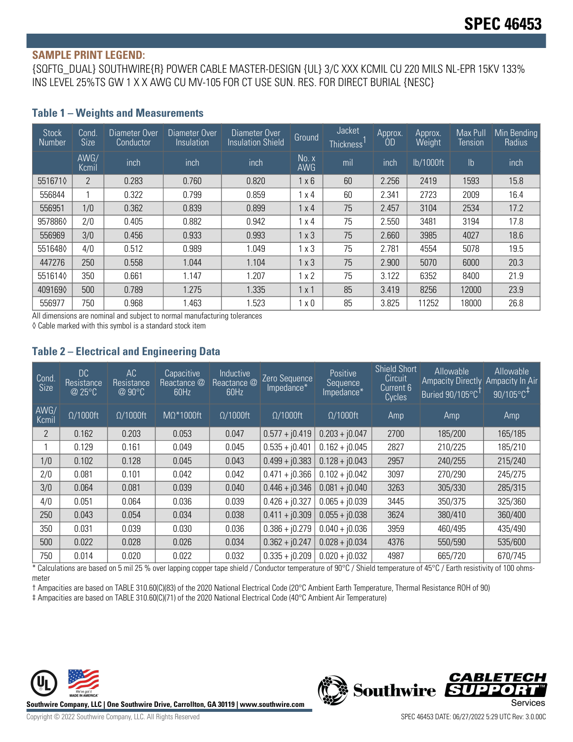# SPEC 46453

## SAMPLE PRINT LEGEND:

{SQFTG_DUAL} SOUTHWIRE{R} POWER CABLE MASTER-DESIGN {UL} 3/C XXX KCMIL CU 220 MILS NL-EPR 15KV 133% INS LEVEL 25%TS GW 1 X X AWG CU MV-105 FOR CT USE SUN. RES. FOR DIRECT BURIAL {NESC}

### Table 1 – Weights and Measurements

| Stock Number | Cond. Size | Diameter Over Conductor | Diameter Over Insulation | Diameter Over Insulation Shield | Ground | Jacket Thickness[1] | Approx. OD | Approx. Weight | Max Pull Tension | Min Bending Radius |
|---|---|---|---|---|---|---|---|---|---|---|
| | AWG/ Kcmil | inch | inch | inch | No. x AWG | mil | inch | lb/1000ft | lb | inch |
| 551671◊ | 2 | 0.283 | 0.760 | 0.820 | 1 x 6 | 60 | 2.256 | 2419 | 1593 | 15.8 |
| 556844 | 1 | 0.322 | 0.799 | 0.859 | 1 x 4 | 60 | 2.341 | 2723 | 2009 | 16.4 |
| 556951 | 1/0 | 0.362 | 0.839 | 0.899 | 1 x 4 | 75 | 2.457 | 3104 | 2534 | 17.2 |
| 957886◊ | 2/0 | 0.405 | 0.882 | 0.942 | 1 x 4 | 75 | 2.550 | 3481 | 3194 | 17.8 |
| 556969 | 3/0 | 0.456 | 0.933 | 0.993 | 1 x 3 | 75 | 2.660 | 3985 | 4027 | 18.6 |
| 551648◊ | 4/0 | 0.512 | 0.989 | 1.049 | 1 x 3 | 75 | 2.781 | 4554 | 5078 | 19.5 |
| 447276 | 250 | 0.558 | 1.044 | 1.104 | 1 x 3 | 75 | 2.900 | 5070 | 6000 | 20.3 |
| 551614◊ | 350 | 0.661 | 1.147 | 1.207 | 1 x 2 | 75 | 3.122 | 6352 | 8400 | 21.9 |
| 409169◊ | 500 | 0.789 | 1.275 | 1.335 | 1 x 1 | 85 | 3.419 | 8256 | 12000 | 23.9 |
| 556977 | 750 | 0.968 | 1.463 | 1.523 | 1 x 0 | 85 | 3.825 | 11252 | 18000 | 26.8 |

All dimensions are nominal and subject to normal manufacturing tolerances

◊ Cable marked with this symbol is a standard stock item

### Table 2 – Electrical and Engineering Data

| Cond. Size | DC Resistance @ 25°C | AC Resistance @ 90°C | Capacitive Reactance @ 60Hz | Inductive Reactance @ 60Hz | Zero Sequence Impedance* | Positive Sequence Impedance* | Shield Short Circuit Current 6 Cycles | Allowable Ampacity Directly Buried 90/105°C† | Allowable Ampacity In Air 90/105°C‡ |
|---|---|---|---|---|---|---|---|---|---|
| AWG/ Kcmil | Ω/1000ft | Ω/1000ft | MΩ*1000ft | Ω/1000ft | Ω/1000ft | Ω/1000ft | Amp | Amp | Amp |
| 2 | 0.162 | 0.203 | 0.053 | 0.047 | 0.577 + j0.419 | 0.203 + j0.047 | 2700 | 185/200 | 165/185 |
| 1 | 0.129 | 0.161 | 0.049 | 0.045 | 0.535 + j0.401 | 0.162 + j0.045 | 2827 | 210/225 | 185/210 |
| 1/0 | 0.102 | 0.128 | 0.045 | 0.043 | 0.499 + j0.383 | 0.128 + j0.043 | 2957 | 240/255 | 215/240 |
| 2/0 | 0.081 | 0.101 | 0.042 | 0.042 | 0.471 + j0.366 | 0.102 + j0.042 | 3097 | 270/290 | 245/275 |
| 3/0 | 0.064 | 0.081 | 0.039 | 0.040 | 0.446 + j0.346 | 0.081 + j0.040 | 3263 | 305/330 | 285/315 |
| 4/0 | 0.051 | 0.064 | 0.036 | 0.039 | 0.426 + j0.327 | 0.065 + j0.039 | 3445 | 350/375 | 325/360 |
| 250 | 0.043 | 0.054 | 0.034 | 0.038 | 0.411 + j0.309 | 0.055 + j0.038 | 3624 | 380/410 | 360/400 |
| 350 | 0.031 | 0.039 | 0.030 | 0.036 | 0.386 + j0.279 | 0.040 + j0.036 | 3959 | 460/495 | 435/490 |
| 500 | 0.022 | 0.028 | 0.026 | 0.034 | 0.362 + j0.247 | 0.028 + j0.034 | 4376 | 550/590 | 535/600 |
| 750 | 0.014 | 0.020 | 0.022 | 0.032 | 0.335 + j0.209 | 0.020 + j0.032 | 4987 | 665/720 | 670/745 |

\* Calculations are based on 5 mil 25 % over lapping copper tape shield / Conductor temperature of 90°C / Shield temperature of 45°C / Earth resistivity of 100 ohms-meter

† Ampacities are based on TABLE 310.60(C)(83) of the 2020 National Electrical Code (20°C Ambient Earth Temperature, Thermal Resistance ROH of 90)

‡ Ampacities are based on TABLE 310.60(C)(71) of the 2020 National Electrical Code (40°C Ambient Air Temperature)

Southwire Company, LLC | One Southwire Drive, Carrollton, GA 30119 | www.southwire.com

Copyright © 2022 Southwire Company, LLC. All Rights Reserved

SPEC 46453 DATE: 06/27/2022 5:29 UTC Rev: 3.0.00C